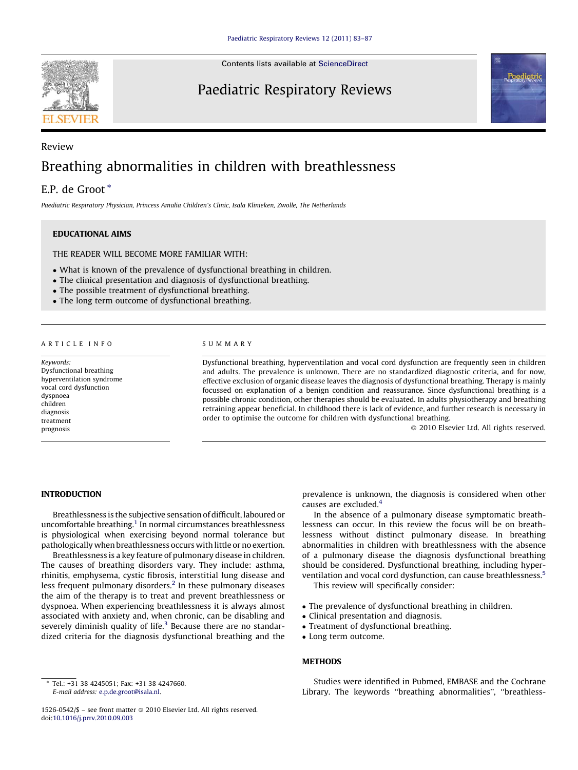Review

# Breathing abnormalities in children with breathlessness

E.P. de Groot *

*Paediatric Respiratory Physician, Princess Amalia Children's Clinic, Isala Klinieken, Zwolle, The Netherlands*

## EDUCATIONAL AIMS

THE READER WILL BECOME MORE FAMILIAR WITH:

- What is known of the prevalence of dysfunctional breathing in children.
- The clinical presentation and diagnosis of dysfunctional breathing.
- The possible treatment of dysfunctional breathing.
- The long term outcome of dysfunctional breathing.

ARTICLE INFO

*Keywords:*
Dysfunctional breathing
hyperventilation syndrome
vocal cord dysfunction
dyspnoea
children
diagnosis
treatment
prognosis

SUMMARY

Dysfunctional breathing, hyperventilation and vocal cord dysfunction are frequently seen in children and adults. The prevalence is unknown. There are no standardized diagnostic criteria, and for now, effective exclusion of organic disease leaves the diagnosis of dysfunctional breathing. Therapy is mainly focussed on explanation of a benign condition and reassurance. Since dysfunctional breathing is a possible chronic condition, other therapies should be evaluated. In adults physiotherapy and breathing retraining appear beneficial. In childhood there is lack of evidence, and further research is necessary in order to optimise the outcome for children with dysfunctional breathing.

© 2010 Elsevier Ltd. All rights reserved.

## INTRODUCTION

Breathlessness is the subjective sensation of difficult, laboured or uncomfortable breathing.[1] In normal circumstances breathlessness is physiological when exercising beyond normal tolerance but pathologically when breathlessness occurs with little or no exertion.

Breathlessness is a key feature of pulmonary disease in children. The causes of breathing disorders vary. They include: asthma, rhinitis, emphysema, cystic fibrosis, interstitial lung disease and less frequent pulmonary disorders.[2] In these pulmonary diseases the aim of the therapy is to treat and prevent breathlessness or dyspnoea. When experiencing breathlessness it is always almost associated with anxiety and, when chronic, can be disabling and severely diminish quality of life.[3] Because there are no standardized criteria for the diagnosis dysfunctional breathing and the prevalence is unknown, the diagnosis is considered when other causes are excluded.[4]

In the absence of a pulmonary disease symptomatic breathlessness can occur. In this review the focus will be on breathlessness without distinct pulmonary disease. In breathing abnormalities in children with breathlessness with the absence of a pulmonary disease the diagnosis dysfunctional breathing should be considered. Dysfunctional breathing, including hyperventilation and vocal cord dysfunction, can cause breathlessness.[5]

This review will specifically consider:

- The prevalence of dysfunctional breathing in children.
- Clinical presentation and diagnosis.
- Treatment of dysfunctional breathing.
- Long term outcome.

## METHODS

Studies were identified in Pubmed, EMBASE and the Cochrane Library. The keywords "breathing abnormalities", "breathless-

* Tel.: +31 38 4245051; Fax: +31 38 4247660.
*E-mail address:* e.p.de.groot@isala.nl.

1526-0542/$ – see front matter © 2010 Elsevier Ltd. All rights reserved.
doi:10.1016/j.prrv.2010.09.003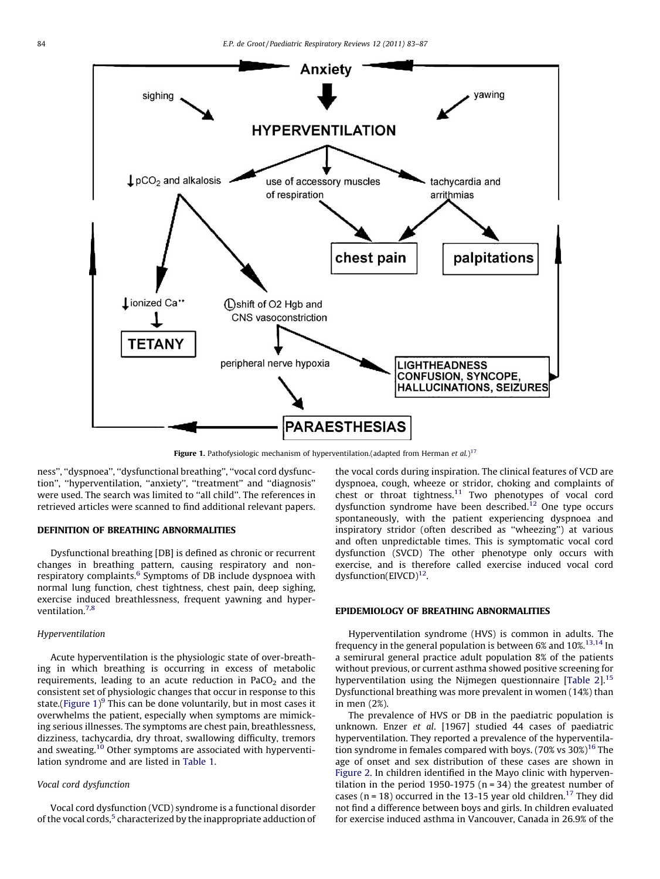Figure 1. Pathofysiologic mechanism of hyperventilation.(adapted from Herman *et al.*)[17]

ness'', ''dyspnoea'', ''dysfunctional breathing'', ''vocal cord dysfunction'', ''hyperventilation, ''anxiety'', ''treatment'' and ''diagnosis'' were used. The search was limited to ''all child''. The references in retrieved articles were scanned to find additional relevant papers.

## DEFINITION OF BREATHING ABNORMALITIES

Dysfunctional breathing [DB] is defined as chronic or recurrent changes in breathing pattern, causing respiratory and non-respiratory complaints.[6] Symptoms of DB include dyspnoea with normal lung function, chest tightness, chest pain, deep sighing, exercise induced breathlessness, frequent yawning and hyperventilation.[7,8]

### *Hyperventilation*

Acute hyperventilation is the physiologic state of over-breathing in which breathing is occurring in excess of metabolic requirements, leading to an acute reduction in $PaCO_2$ and the consistent set of physiologic changes that occur in response to this state.(Figure 1)[9] This can be done voluntarily, but in most cases it overwhelms the patient, especially when symptoms are mimicking serious illnesses. The symptoms are chest pain, breathlessness, dizziness, tachycardia, dry throat, swallowing difficulty, tremors and sweating.[10] Other symptoms are associated with hyperventilation syndrome and are listed in Table 1.

### *Vocal cord dysfunction*

Vocal cord dysfunction (VCD) syndrome is a functional disorder of the vocal cords,[5] characterized by the inappropriate adduction of the vocal cords during inspiration. The clinical features of VCD are dyspnoea, cough, wheeze or stridor, choking and complaints of chest or throat tightness.[11] Two phenotypes of vocal cord dysfunction syndrome have been described.[12] One type occurs spontaneously, with the patient experiencing dyspnoea and inspiratory stridor (often described as ''wheezing'') at various and often unpredictable times. This is symptomatic vocal cord dysfunction (SVCD) The other phenotype only occurs with exercise, and is therefore called exercise induced vocal cord dysfunction(EIVCD)[12].

## EPIDEMIOLOGY OF BREATHING ABNORMALITIES

Hyperventilation syndrome (HVS) is common in adults. The frequency in the general population is between 6% and 10%.[13,14] In a semirural general practice adult population 8% of the patients without previous, or current asthma showed positive screening for hyperventilation using the Nijmegen questionnaire [Table 2].[15] Dysfunctional breathing was more prevalent in women (14%) than in men (2%).

The prevalence of HVS or DB in the paediatric population is unknown. Enzer *et al*. [1967] studied 44 cases of paediatric hyperventilation. They reported a prevalence of the hyperventilation syndrome in females compared with boys. (70% vs 30%)[16] The age of onset and sex distribution of these cases are shown in Figure 2. In children identified in the Mayo clinic with hyperventilation in the period 1950-1975 (n = 34) the greatest number of cases (n = 18) occurred in the 13-15 year old children.[17] They did not find a difference between boys and girls. In children evaluated for exercise induced asthma in Vancouver, Canada in 26.9% of the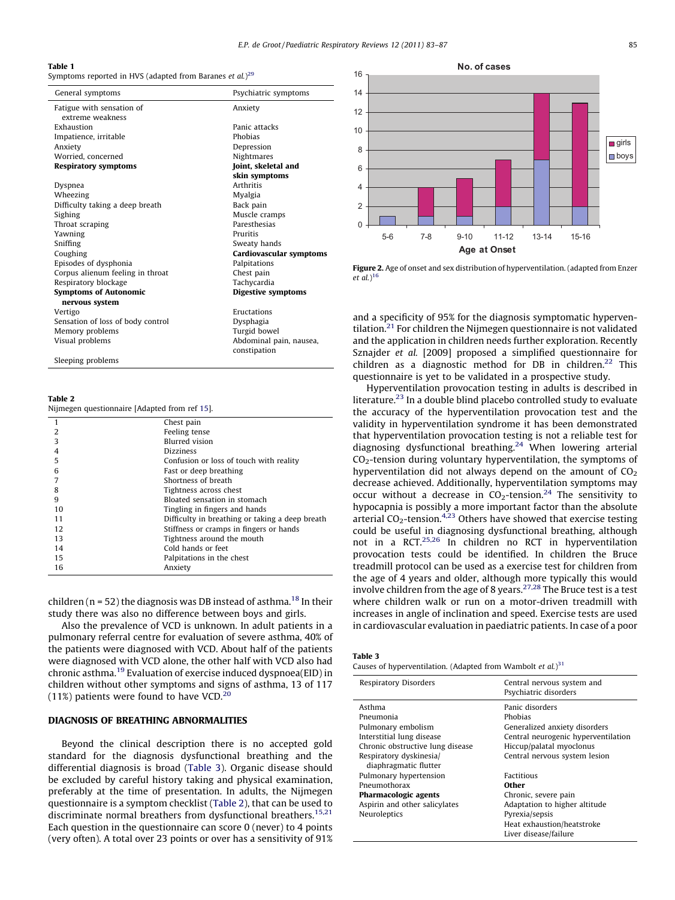**Table 1**
Symptoms reported in HVS (adapted from Baranes *et al.*)[29]

| General symptoms | Psychiatric symptoms |
|---|---|
| Fatigue with sensation of extreme weakness | Anxiety |
| Exhaustion | Panic attacks |
| Impatience, irritable | Phobias |
| Anxiety | Depression |
| Worried, concerned | Nightmares |
| **Respiratory symptoms** | **Joint, skeletal and skin symptoms** |
| Dyspnea | Arthritis |
| Wheezing | Myalgia |
| Difficulty taking a deep breath | Back pain |
| Sighing | Muscle cramps |
| Throat scraping | Paresthesias |
| Yawning | Pruritis |
| Sniffing | Sweaty hands |
| Coughing | **Cardiovascular symptoms** |
| Episodes of dysphonia | Palpitations |
| Corpus alienum feeling in throat | Chest pain |
| Respiratory blockage | Tachycardia |
| **Symptoms of Autonomic nervous system** | **Digestive symptoms** |
| Vertigo | Eructations |
| Sensation of loss of body control | Dysphagia |
| Memory problems | Turgid bowel |
| Visual problems | Abdominal pain, nausea, constipation |
| Sleeping problems | |

**Table 2**
Nijmegen questionnaire [Adapted from ref 15].

| | |
|---|---|
| 1 | Chest pain |
| 2 | Feeling tense |
| 3 | Blurred vision |
| 4 | Dizziness |
| 5 | Confusion or loss of touch with reality |
| 6 | Fast or deep breathing |
| 7 | Shortness of breath |
| 8 | Tightness across chest |
| 9 | Bloated sensation in stomach |
| 10 | Tingling in fingers and hands |
| 11 | Difficulty in breathing or taking a deep breath |
| 12 | Stiffness or cramps in fingers or hands |
| 13 | Tightness around the mouth |
| 14 | Cold hands or feet |
| 15 | Palpitations in the chest |
| 16 | Anxiety |

children (n = 52) the diagnosis was DB instead of asthma.[18] In their study there was also no difference between boys and girls.

Also the prevalence of VCD is unknown. In adult patients in a pulmonary referral centre for evaluation of severe asthma, 40% of the patients were diagnosed with VCD. About half of the patients were diagnosed with VCD alone, the other half with VCD also had chronic asthma.[19] Evaluation of exercise induced dyspnoea(EID) in children without other symptoms and signs of asthma, 13 of 117 (11%) patients were found to have VCD.[20]

## DIAGNOSIS OF BREATHING ABNORMALITIES

Beyond the clinical description there is no accepted gold standard for the diagnosis dysfunctional breathing and the differential diagnosis is broad (Table 3). Organic disease should be excluded by careful history taking and physical examination, preferably at the time of presentation. In adults, the Nijmegen questionnaire is a symptom checklist (Table 2), that can be used to discriminate normal breathers from dysfunctional breathers.[15,21] Each question in the questionnaire can score 0 (never) to 4 points (very often). A total over 23 points or over has a sensitivity of 91% and a specificity of 95% for the diagnosis symptomatic hyperventilation.[21] For children the Nijmegen questionnaire is not validated and the application in children needs further exploration. Recently Sznajder *et al.* [2009] proposed a simplified questionnaire for children as a diagnostic method for DB in children.[22] This questionnaire is yet to be validated in a prospective study.

**Figure 2.** Age of onset and sex distribution of hyperventilation. (adapted from Enzer *et al.*)[16]

Hyperventilation provocation testing in adults is described in literature.[23] In a double blind placebo controlled study to evaluate the accuracy of the hyperventilation provocation test and the validity in hyperventilation syndrome it has been demonstrated that hyperventilation provocation testing is not a reliable test for diagnosing dysfunctional breathing.[24] When lowering arterial $CO_2$-tension during voluntary hyperventilation, the symptoms of hyperventilation did not always depend on the amount of $CO_2$ decrease achieved. Additionally, hyperventilation symptoms may occur without a decrease in $CO_2$-tension.[24] The sensitivity to hypocapnia is possibly a more important factor than the absolute arterial $CO_2$-tension.[4,23] Others have showed that exercise testing could be useful in diagnosing dysfunctional breathing, although not in a RCT.[25,26] In children no RCT in hyperventilation provocation tests could be identified. In children the Bruce treadmill protocol can be used as a exercise test for children from the age of 4 years and older, although more typically this would involve children from the age of 8 years.[27,28] The Bruce test is a test where children walk or run on a motor-driven treadmill with increases in angle of inclination and speed. Exercise tests are used in cardiovascular evaluation in paediatric patients. In case of a poor

**Table 3**
Causes of hyperventilation. (Adapted from Wambolt *et al.*)[31]

| Respiratory Disorders | Central nervous system and Psychiatric disorders |
|---|---|
| Asthma | Panic disorders |
| Pneumonia | Phobias |
| Pulmonary embolism | Generalized anxiety disorders |
| Interstitial lung disease | Central neurogenic hyperventilation |
| Chronic obstructive lung disease | Hiccup/palatal myoclonus |
| Respiratory dyskinesia/ diaphragmatic flutter | Central nervous system lesion |
| Pulmonary hypertension | Factitious |
| Pneumothorax | **Other** |
| **Pharmacologic agents** | Chronic, severe pain |
| Aspirin and other salicylates | Adaptation to higher altitude |
| Neuroleptics | Pyrexia/sepsis |
| | Heat exhaustion/heatstroke |
| | Liver disease/failure |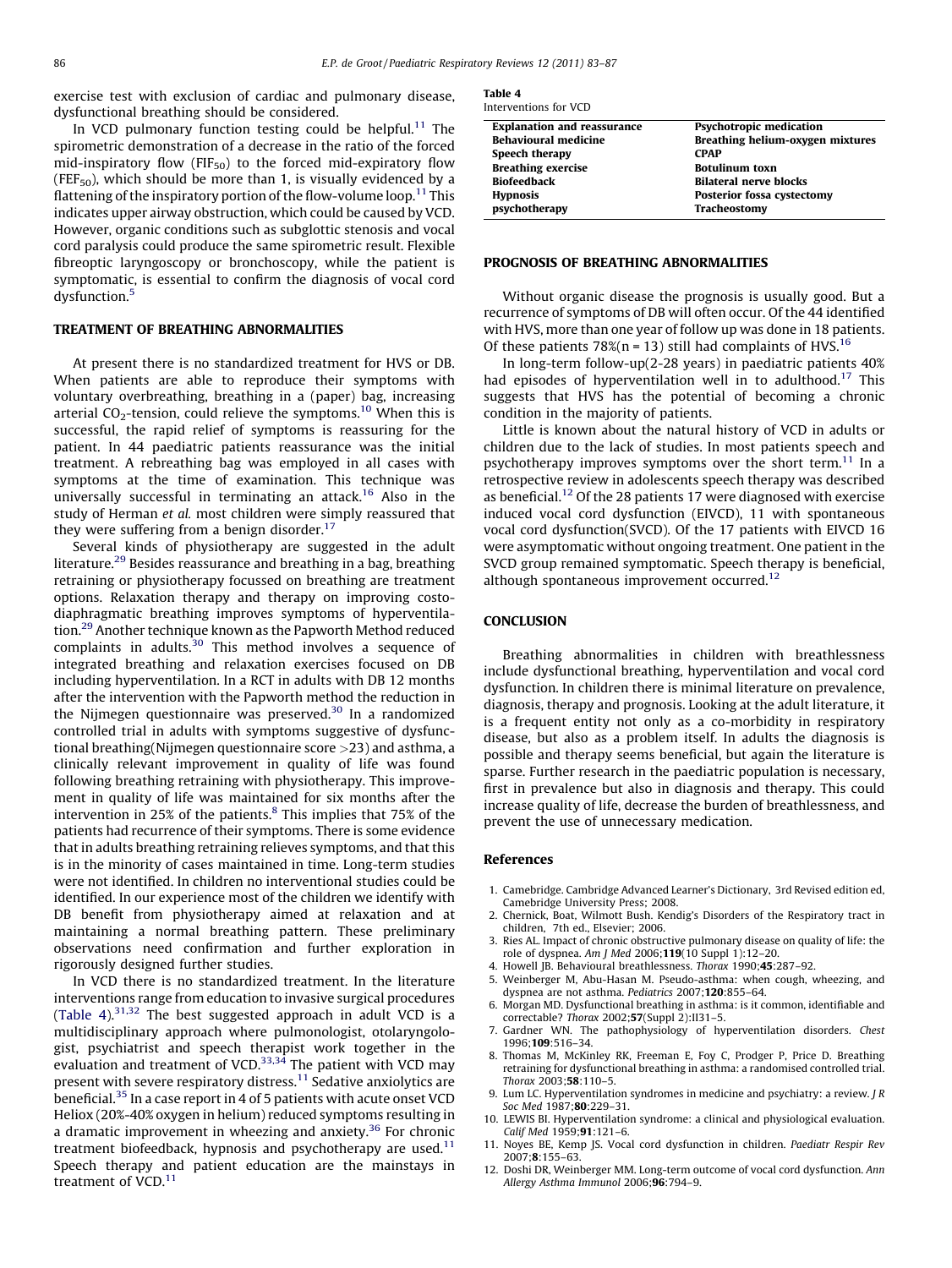exercise test with exclusion of cardiac and pulmonary disease, dysfunctional breathing should be considered.

In VCD pulmonary function testing could be helpful.[11] The spirometric demonstration of a decrease in the ratio of the forced mid-inspiratory flow ($FIF_{50}$) to the forced mid-expiratory flow ($FEF_{50}$), which should be more than 1, is visually evidenced by a flattening of the inspiratory portion of the flow-volume loop.[11] This indicates upper airway obstruction, which could be caused by VCD. However, organic conditions such as subglottic stenosis and vocal cord paralysis could produce the same spirometric result. Flexible fibreoptic laryngoscopy or bronchoscopy, while the patient is symptomatic, is essential to confirm the diagnosis of vocal cord dysfunction.[5]

## TREATMENT OF BREATHING ABNORMALITIES

At present there is no standardized treatment for HVS or DB. When patients are able to reproduce their symptoms with voluntary overbreathing, breathing in a (paper) bag, increasing arterial $CO_2$-tension, could relieve the symptoms.[10] When this is successful, the rapid relief of symptoms is reassuring for the patient. In 44 paediatric patients reassurance was the initial treatment. A rebreathing bag was employed in all cases with symptoms at the time of examination. This technique was universally successful in terminating an attack.[16] Also in the study of Herman *et al.* most children were simply reassured that they were suffering from a benign disorder.[17]

Several kinds of physiotherapy are suggested in the adult literature.[29] Besides reassurance and breathing in a bag, breathing retraining or physiotherapy focussed on breathing are treatment options. Relaxation therapy and therapy on improving costo-diaphragmatic breathing improves symptoms of hyperventilation.[29] Another technique known as the Papworth Method reduced complaints in adults.[30] This method involves a sequence of integrated breathing and relaxation exercises focused on DB including hyperventilation. In a RCT in adults with DB 12 months after the intervention with the Papworth method the reduction in the Nijmegen questionnaire was preserved.[30] In a randomized controlled trial in adults with symptoms suggestive of dysfunctional breathing(Nijmegen questionnaire score >23) and asthma, a clinically relevant improvement in quality of life was found following breathing retraining with physiotherapy. This improvement in quality of life was maintained for six months after the intervention in 25% of the patients.[8] This implies that 75% of the patients had recurrence of their symptoms. There is some evidence that in adults breathing retraining relieves symptoms, and that this is in the minority of cases maintained in time. Long-term studies were not identified. In children no interventional studies could be identified. In our experience most of the children we identify with DB benefit from physiotherapy aimed at relaxation and at maintaining a normal breathing pattern. These preliminary observations need confirmation and further exploration in rigorously designed further studies.

In VCD there is no standardized treatment. In the literature interventions range from education to invasive surgical procedures (Table 4).[31,32] The best suggested approach in adult VCD is a multidisciplinary approach where pulmonologist, otolaryngologist, psychiatrist and speech therapist work together in the evaluation and treatment of VCD.[33,34] The patient with VCD may present with severe respiratory distress.[11] Sedative anxiolytics are beneficial.[35] In a case report in 4 of 5 patients with acute onset VCD Heliox (20%-40% oxygen in helium) reduced symptoms resulting in a dramatic improvement in wheezing and anxiety.[36] For chronic treatment biofeedback, hypnosis and psychotherapy are used.[11] Speech therapy and patient education are the mainstays in treatment of VCD.[11]

**Table 4**
Interventions for VCD

| | |
|---|---|
| **Explanation and reassurance** | **Psychotropic medication** |
| **Behavioural medicine** | **Breathing helium-oxygen mixtures** |
| **Speech therapy** | **CPAP** |
| **Breathing exercise** | **Botulinum toxn** |
| **Biofeedback** | **Bilateral nerve blocks** |
| **Hypnosis** | **Posterior fossa cystectomy** |
| **psychotherapy** | **Tracheostomy** |

## PROGNOSIS OF BREATHING ABNORMALITIES

Without organic disease the prognosis is usually good. But a recurrence of symptoms of DB will often occur. Of the 44 identified with HVS, more than one year of follow up was done in 18 patients. Of these patients 78%(n = 13) still had complaints of HVS.[16]

In long-term follow-up(2-28 years) in paediatric patients 40% had episodes of hyperventilation well in to adulthood.[17] This suggests that HVS has the potential of becoming a chronic condition in the majority of patients.

Little is known about the natural history of VCD in adults or children due to the lack of studies. In most patients speech and psychotherapy improves symptoms over the short term.[11] In a retrospective review in adolescents speech therapy was described as beneficial.[12] Of the 28 patients 17 were diagnosed with exercise induced vocal cord dysfunction (EIVCD), 11 with spontaneous vocal cord dysfunction(SVCD). Of the 17 patients with EIVCD 16 were asymptomatic without ongoing treatment. One patient in the SVCD group remained symptomatic. Speech therapy is beneficial, although spontaneous improvement occurred.[12]

## CONCLUSION

Breathing abnormalities in children with breathlessness include dysfunctional breathing, hyperventilation and vocal cord dysfunction. In children there is minimal literature on prevalence, diagnosis, therapy and prognosis. Looking at the adult literature, it is a frequent entity not only as a co-morbidity in respiratory disease, but also as a problem itself. In adults the diagnosis is possible and therapy seems beneficial, but again the literature is sparse. Further research in the paediatric population is necessary, first in prevalence but also in diagnosis and therapy. This could increase quality of life, decrease the burden of breathlessness, and prevent the use of unnecessary medication.

## References

1. Camebridge. Cambridge Advanced Learner's Dictionary, 3rd Revised edition ed, Camebridge University Press; 2008.
2. Chernick, Boat, Wilmott Bush. Kendig's Disorders of the Respiratory tract in children, 7th ed., Elsevier; 2006.
3. Ries AL. Impact of chronic obstructive pulmonary disease on quality of life: the role of dyspnea. *Am J Med* 2006;**119**(10 Suppl 1):12–20.
4. Howell JB. Behavioural breathlessness. *Thorax* 1990;**45**:287–92.
5. Weinberger M, Abu-Hasan M. Pseudo-asthma: when cough, wheezing, and dyspnea are not asthma. *Pediatrics* 2007;**120**:855–64.
6. Morgan MD. Dysfunctional breathing in asthma: is it common, identifiable and correctable? *Thorax* 2002;**57**(Suppl 2):II31–5.
7. Gardner WN. The pathophysiology of hyperventilation disorders. *Chest* 1996;**109**:516–34.
8. Thomas M, McKinley RK, Freeman E, Foy C, Prodger P, Price D. Breathing retraining for dysfunctional breathing in asthma: a randomised controlled trial. *Thorax* 2003;**58**:110–5.
9. Lum LC. Hyperventilation syndromes in medicine and psychiatry: a review. *J R Soc Med* 1987;**80**:229–31.
10. LEWIS BI. Hyperventilation syndrome: a clinical and physiological evaluation. *Calif Med* 1959;**91**:121–6.
11. Noyes BE, Kemp JS. Vocal cord dysfunction in children. *Paediatr Respir Rev* 2007;**8**:155–63.
12. Doshi DR, Weinberger MM. Long-term outcome of vocal cord dysfunction. *Ann Allergy Asthma Immunol* 2006;**96**:794–9.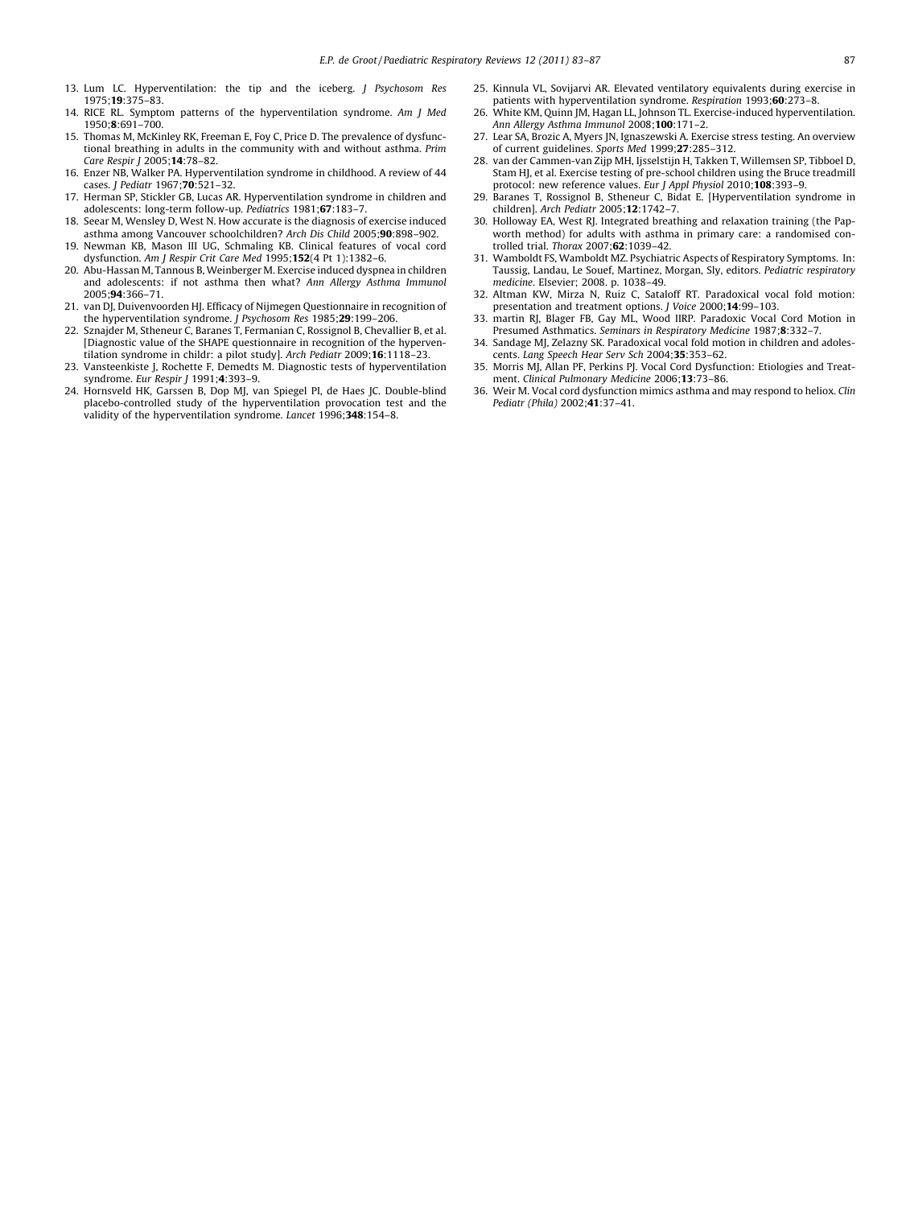13. Lum LC. Hyperventilation: the tip and the iceberg. *J Psychosom Res* 1975;**19**:375–83.
14. RICE RL. Symptom patterns of the hyperventilation syndrome. *Am J Med* 1950;**8**:691–700.
15. Thomas M, McKinley RK, Freeman E, Foy C, Price D. The prevalence of dysfunctional breathing in adults in the community with and without asthma. *Prim Care Respir J* 2005;**14**:78–82.
16. Enzer NB, Walker PA. Hyperventilation syndrome in childhood. A review of 44 cases. *J Pediatr* 1967;**70**:521–32.
17. Herman SP, Stickler GB, Lucas AR. Hyperventilation syndrome in children and adolescents: long-term follow-up. *Pediatrics* 1981;**67**:183–7.
18. Seear M, Wensley D, West N. How accurate is the diagnosis of exercise induced asthma among Vancouver schoolchildren? *Arch Dis Child* 2005;**90**:898–902.
19. Newman KB, Mason III UG, Schmaling KB. Clinical features of vocal cord dysfunction. *Am J Respir Crit Care Med* 1995;**152**(4 Pt 1):1382–6.
20. Abu-Hassan M, Tannous B, Weinberger M. Exercise induced dyspnea in children and adolescents: if not asthma then what? *Ann Allergy Asthma Immunol* 2005;**94**:366–71.
21. van DJ, Duivenvoorden HJ. Efficacy of Nijmegen Questionnaire in recognition of the hyperventilation syndrome. *J Psychosom Res* 1985;**29**:199–206.
22. Sznajder M, Stheneur C, Baranes T, Fermanian C, Rossignol B, Chevallier B, et al. [Diagnostic value of the SHAPE questionnaire in recognition of the hyperventilation syndrome in childr: a pilot study]. *Arch Pediatr* 2009;**16**:1118–23.
23. Vansteenkiste J, Rochette F, Demedts M. Diagnostic tests of hyperventilation syndrome. *Eur Respir J* 1991;**4**:393–9.
24. Hornsveld HK, Garssen B, Dop MJ, van Spiegel PI, de Haes JC. Double-blind placebo-controlled study of the hyperventilation provocation test and the validity of the hyperventilation syndrome. *Lancet* 1996;**348**:154–8.
25. Kinnula VL, Sovijarvi AR. Elevated ventilatory equivalents during exercise in patients with hyperventilation syndrome. *Respiration* 1993;**60**:273–8.
26. White KM, Quinn JM, Hagan LL, Johnson TL. Exercise-induced hyperventilation. *Ann Allergy Asthma Immunol* 2008;**100**:171–2.
27. Lear SA, Brozic A, Myers JN, Ignaszewski A. Exercise stress testing. An overview of current guidelines. *Sports Med* 1999;**27**:285–312.
28. van der Cammen-van Zijp MH, Ijsselstijn H, Takken T, Willemsen SP, Tibboel D, Stam HJ, et al. Exercise testing of pre-school children using the Bruce treadmill protocol: new reference values. *Eur J Appl Physiol* 2010;**108**:393–9.
29. Baranes T, Rossignol B, Stheneur C, Bidat E. [Hyperventilation syndrome in children]. *Arch Pediatr* 2005;**12**:1742–7.
30. Holloway EA, West RJ. Integrated breathing and relaxation training (the Papworth method) for adults with asthma in primary care: a randomised controlled trial. *Thorax* 2007;**62**:1039–42.
31. Wamboldt FS, Wamboldt MZ. Psychiatric Aspects of Respiratory Symptoms. In: Taussig, Landau, Le Souef, Martinez, Morgan, Sly, editors. *Pediatric respiratory medicine*. Elsevier; 2008. p. 1038–49.
32. Altman KW, Mirza N, Ruiz C, Sataloff RT. Paradoxical vocal fold motion: presentation and treatment options. *J Voice* 2000;**14**:99–103.
33. martin RJ, Blager FB, Gay ML, Wood IIRP. Paradoxic Vocal Cord Motion in Presumed Asthmatics. *Seminars in Respiratory Medicine* 1987;**8**:332–7.
34. Sandage MJ, Zelazny SK. Paradoxical vocal fold motion in children and adolescents. *Lang Speech Hear Serv Sch* 2004;**35**:353–62.
35. Morris MJ, Allan PF, Perkins PJ. Vocal Cord Dysfunction: Etiologies and Treatment. *Clinical Pulmonary Medicine* 2006;**13**:73–86.
36. Weir M. Vocal cord dysfunction mimics asthma and may respond to heliox. *Clin Pediatr (Phila)* 2002;**41**:37–41.